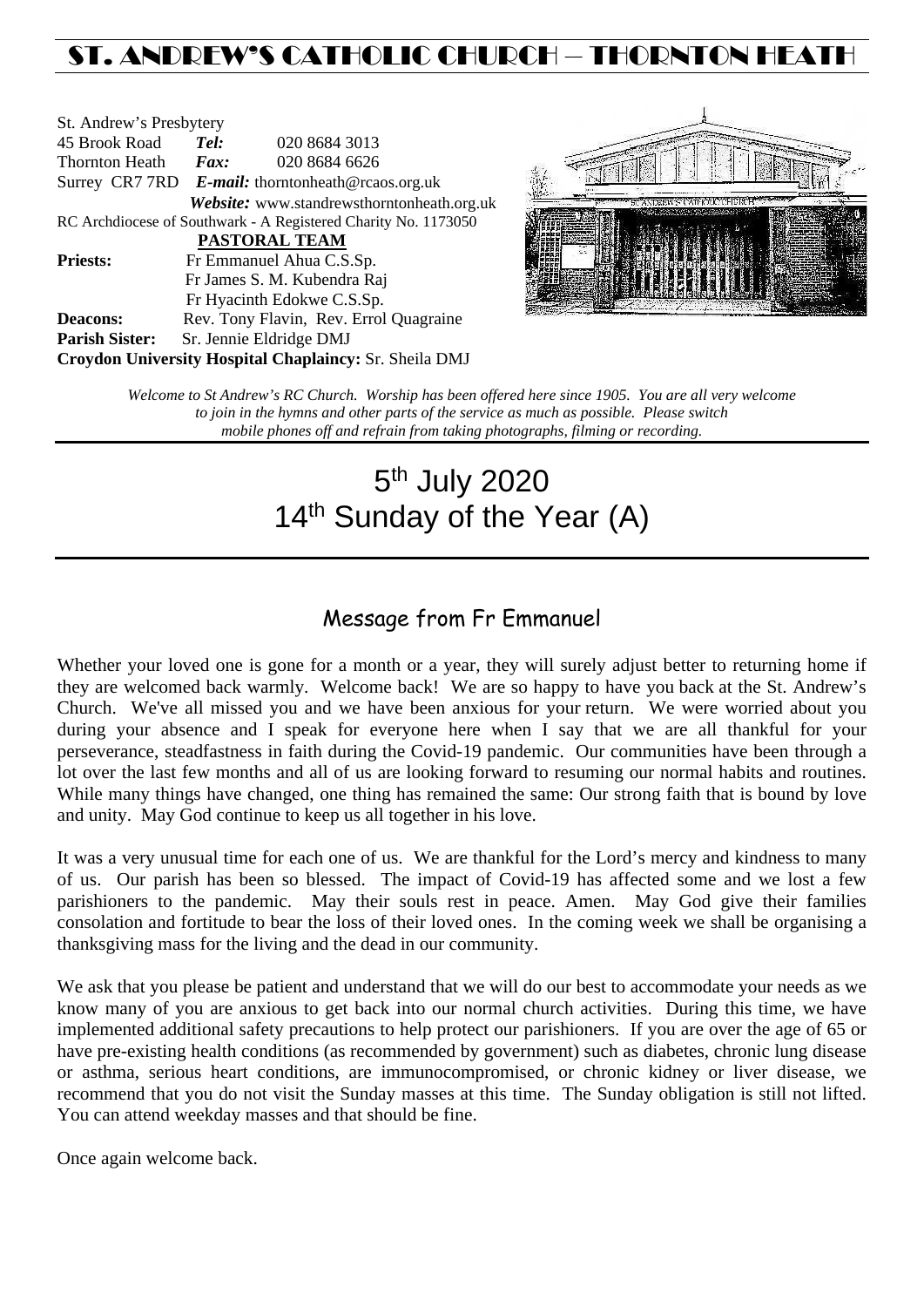# ST. ANDREW'S CATHOLIC CHURCH – THORNTON HEATH

St. Andrew's Presbytery
45 Brook Road **Tel:** 020 8684 3013
Thornton Heath **Fax:** 020 8684 6626
Surrey CR7 7RD **E-mail:** thorntonheath@rcaos.org.uk
**Website:** www.standrewsthorntonheath.org.uk
RC Archdiocese of Southwark - A Registered Charity No. 1173050

**PASTORAL TEAM**

**Priests:** Fr Emmanuel Ahua C.S.Sp.
Fr James S. M. Kubendra Raj
Fr Hyacinth Edokwe C.S.Sp.
**Deacons:** Rev. Tony Flavin, Rev. Errol Quagraine
**Parish Sister:** Sr. Jennie Eldridge DMJ
**Croydon University Hospital Chaplaincy:** Sr. Sheila DMJ

*Welcome to St Andrew's RC Church. Worship has been offered here since 1905. You are all very welcome to join in the hymns and other parts of the service as much as possible. Please switch mobile phones off and refrain from taking photographs, filming or recording.*

# 5th July 2020
# 14th Sunday of the Year (A)

## Message from Fr Emmanuel

Whether your loved one is gone for a month or a year, they will surely adjust better to returning home if they are welcomed back warmly. Welcome back! We are so happy to have you back at the St. Andrew's Church. We've all missed you and we have been anxious for your return. We were worried about you during your absence and I speak for everyone here when I say that we are all thankful for your perseverance, steadfastness in faith during the Covid-19 pandemic. Our communities have been through a lot over the last few months and all of us are looking forward to resuming our normal habits and routines. While many things have changed, one thing has remained the same: Our strong faith that is bound by love and unity. May God continue to keep us all together in his love.

It was a very unusual time for each one of us. We are thankful for the Lord's mercy and kindness to many of us. Our parish has been so blessed. The impact of Covid-19 has affected some and we lost a few parishioners to the pandemic. May their souls rest in peace. Amen. May God give their families consolation and fortitude to bear the loss of their loved ones. In the coming week we shall be organising a thanksgiving mass for the living and the dead in our community.

We ask that you please be patient and understand that we will do our best to accommodate your needs as we know many of you are anxious to get back into our normal church activities. During this time, we have implemented additional safety precautions to help protect our parishioners. If you are over the age of 65 or have pre-existing health conditions (as recommended by government) such as diabetes, chronic lung disease or asthma, serious heart conditions, are immunocompromised, or chronic kidney or liver disease, we recommend that you do not visit the Sunday masses at this time. The Sunday obligation is still not lifted. You can attend weekday masses and that should be fine.

Once again welcome back.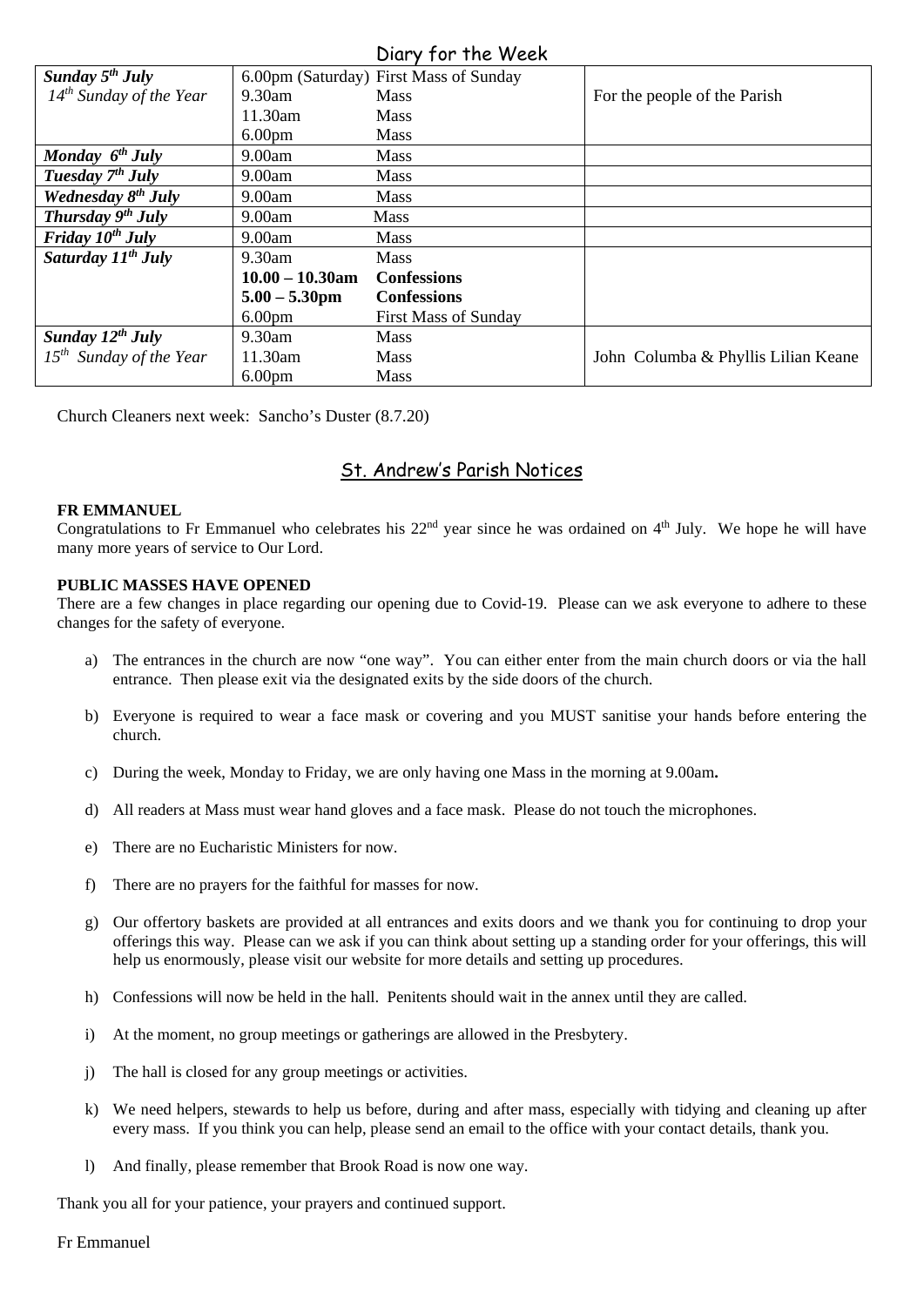## Diary for the Week

| | | | |
|---|---|---|---|
| ***Sunday 5th July*** | 6.00pm (Saturday) | First Mass of Sunday | |
| *14th Sunday of the Year* | 9.30am | Mass | For the people of the Parish |
| | 11.30am | Mass | |
| | 6.00pm | Mass | |
| ***Monday 6th July*** | 9.00am | Mass | |
| ***Tuesday 7th July*** | 9.00am | Mass | |
| ***Wednesday 8th July*** | 9.00am | Mass | |
| ***Thursday 9th July*** | 9.00am | Mass | |
| ***Friday 10th July*** | 9.00am | Mass | |
| ***Saturday 11th July*** | 9.30am | Mass | |
| | **10.00 – 10.30am** | **Confessions** | |
| | **5.00 – 5.30pm** | **Confessions** | |
| | 6.00pm | First Mass of Sunday | |
| ***Sunday 12th July*** | 9.30am | Mass | |
| *15th Sunday of the Year* | 11.30am | Mass | John Columba & Phyllis Lilian Keane |
| | 6.00pm | Mass | |

Church Cleaners next week: Sancho's Duster (8.7.20)

## St. Andrew's Parish Notices

**FR EMMANUEL**

Congratulations to Fr Emmanuel who celebrates his 22nd year since he was ordained on 4th July. We hope he will have many more years of service to Our Lord.

**PUBLIC MASSES HAVE OPENED**

There are a few changes in place regarding our opening due to Covid-19. Please can we ask everyone to adhere to these changes for the safety of everyone.

a) The entrances in the church are now "one way". You can either enter from the main church doors or via the hall entrance. Then please exit via the designated exits by the side doors of the church.

b) Everyone is required to wear a face mask or covering and you MUST sanitise your hands before entering the church.

c) During the week, Monday to Friday, we are only having one Mass in the morning at 9.00am**.**

d) All readers at Mass must wear hand gloves and a face mask. Please do not touch the microphones.

e) There are no Eucharistic Ministers for now.

f) There are no prayers for the faithful for masses for now.

g) Our offertory baskets are provided at all entrances and exits doors and we thank you for continuing to drop your offerings this way. Please can we ask if you can think about setting up a standing order for your offerings, this will help us enormously, please visit our website for more details and setting up procedures.

h) Confessions will now be held in the hall. Penitents should wait in the annex until they are called.

i) At the moment, no group meetings or gatherings are allowed in the Presbytery.

j) The hall is closed for any group meetings or activities.

k) We need helpers, stewards to help us before, during and after mass, especially with tidying and cleaning up after every mass. If you think you can help, please send an email to the office with your contact details, thank you.

l) And finally, please remember that Brook Road is now one way.

Thank you all for your patience, your prayers and continued support.

Fr Emmanuel